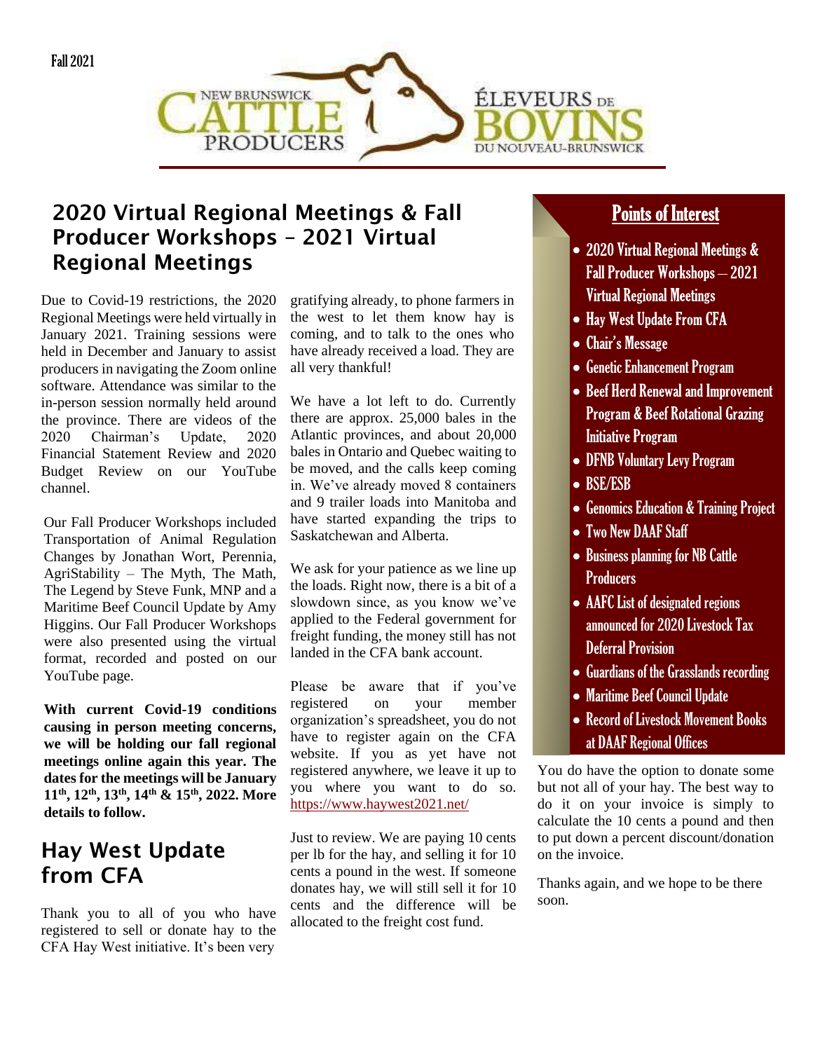Fall 2021

NEW BRUNSWICK CATTLE PRODUCERS — ÉLEVEURS DE BOVINS DU NOUVEAU-BRUNSWICK

## 2020 Virtual Regional Meetings & Fall Producer Workshops – 2021 Virtual Regional Meetings

Due to Covid-19 restrictions, the 2020 Regional Meetings were held virtually in January 2021. Training sessions were held in December and January to assist producers in navigating the Zoom online software. Attendance was similar to the in-person session normally held around the province. There are videos of the 2020 Chairman's Update, 2020 Financial Statement Review and 2020 Budget Review on our YouTube channel.

Our Fall Producer Workshops included Transportation of Animal Regulation Changes by Jonathan Wort, Perennia, AgriStability – The Myth, The Math, The Legend by Steve Funk, MNP and a Maritime Beef Council Update by Amy Higgins. Our Fall Producer Workshops were also presented using the virtual format, recorded and posted on our YouTube page.

**With current Covid-19 conditions causing in person meeting concerns, we will be holding our fall regional meetings online again this year. The dates for the meetings will be January 11th, 12th, 13th, 14th & 15th, 2022. More details to follow.**

## Hay West Update from CFA

Thank you to all of you who have registered to sell or donate hay to the CFA Hay West initiative. It's been very gratifying already, to phone farmers in the west to let them know hay is coming, and to talk to the ones who have already received a load. They are all very thankful!

We have a lot left to do. Currently there are approx. 25,000 bales in the Atlantic provinces, and about 20,000 bales in Ontario and Quebec waiting to be moved, and the calls keep coming in. We've already moved 8 containers and 9 trailer loads into Manitoba and have started expanding the trips to Saskatchewan and Alberta.

We ask for your patience as we line up the loads. Right now, there is a bit of a slowdown since, as you know we've applied to the Federal government for freight funding, the money still has not landed in the CFA bank account.

Please be aware that if you've registered on your member organization's spreadsheet, you do not have to register again on the CFA website. If you as yet have not registered anywhere, we leave it up to you where you want to do so. https://www.haywest2021.net/

Just to review. We are paying 10 cents per lb for the hay, and selling it for 10 cents a pound in the west. If someone donates hay, we will still sell it for 10 cents and the difference will be allocated to the freight cost fund.

You do have the option to donate some but not all of your hay. The best way to do it on your invoice is simply to calculate the 10 cents a pound and then to put down a percent discount/donation on the invoice.

Thanks again, and we hope to be there soon.

## Points of Interest

- 2020 Virtual Regional Meetings & Fall Producer Workshops – 2021 Virtual Regional Meetings
- Hay West Update From CFA
- Chair's Message
- Genetic Enhancement Program
- Beef Herd Renewal and Improvement Program & Beef Rotational Grazing Initiative Program
- DFNB Voluntary Levy Program
- BSE/ESB
- Genomics Education & Training Project
- Two New DAAF Staff
- Business planning for NB Cattle Producers
- AAFC List of designated regions announced for 2020 Livestock Tax Deferral Provision
- Guardians of the Grasslands recording
- Maritime Beef Council Update
- Record of Livestock Movement Books at DAAF Regional Offices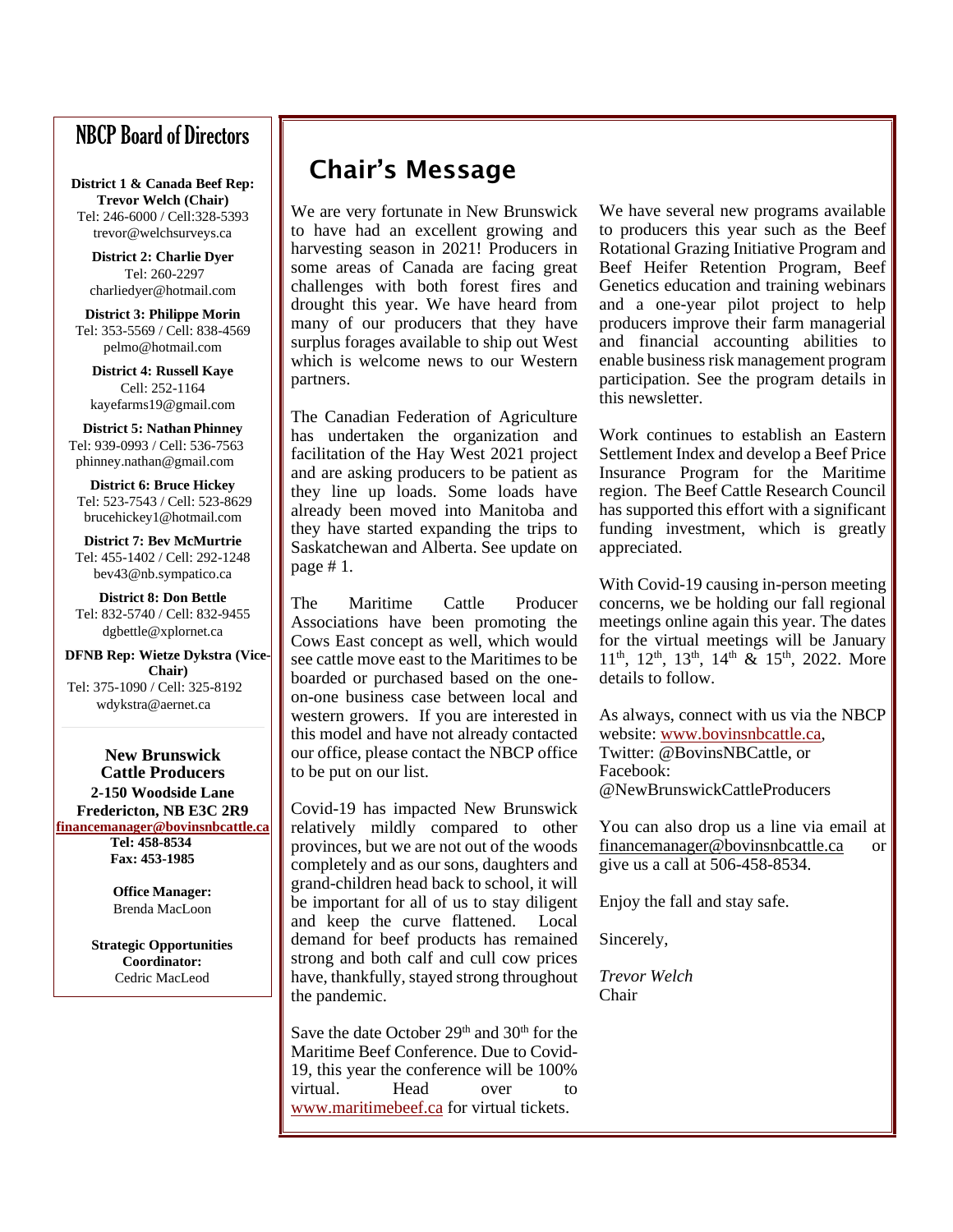## NBCP Board of Directors

**District 1 & Canada Beef Rep: Trevor Welch (Chair)**
Tel: 246-6000 / Cell:328-5393
trevor@welchsurveys.ca

**District 2: Charlie Dyer**
Tel: 260-2297
charliedyer@hotmail.com

**District 3: Philippe Morin**
Tel: 353-5569 / Cell: 838-4569
pelmo@hotmail.com

**District 4: Russell Kaye**
Cell: 252-1164
kayefarms19@gmail.com

**District 5: Nathan Phinney**
Tel: 939-0993 / Cell: 536-7563
phinney.nathan@gmail.com

**District 6: Bruce Hickey**
Tel: 523-7543 / Cell: 523-8629
brucehickey1@hotmail.com

**District 7: Bev McMurtrie**
Tel: 455-1402 / Cell: 292-1248
bev43@nb.sympatico.ca

**District 8: Don Bettle**
Tel: 832-5740 / Cell: 832-9455
dgbettle@xplornet.ca

**DFNB Rep: Wietze Dykstra (Vice-Chair)**
Tel: 375-1090 / Cell: 325-8192
wdykstra@aernet.ca

**New Brunswick Cattle Producers**
**2-150 Woodside Lane**
**Fredericton, NB E3C 2R9**
**financemanager@bovinsnbcattle.ca**
**Tel: 458-8534**
**Fax: 453-1985**

**Office Manager:**
Brenda MacLoon

**Strategic Opportunities Coordinator:**
Cedric MacLeod

## Chair's Message

We are very fortunate in New Brunswick to have had an excellent growing and harvesting season in 2021! Producers in some areas of Canada are facing great challenges with both forest fires and drought this year. We have heard from many of our producers that they have surplus forages available to ship out West which is welcome news to our Western partners.

The Canadian Federation of Agriculture has undertaken the organization and facilitation of the Hay West 2021 project and are asking producers to be patient as they line up loads. Some loads have already been moved into Manitoba and they have started expanding the trips to Saskatchewan and Alberta. See update on page # 1.

The Maritime Cattle Producer Associations have been promoting the Cows East concept as well, which would see cattle move east to the Maritimes to be boarded or purchased based on the one-on-one business case between local and western growers. If you are interested in this model and have not already contacted our office, please contact the NBCP office to be put on our list.

Covid-19 has impacted New Brunswick relatively mildly compared to other provinces, but we are not out of the woods completely and as our sons, daughters and grand-children head back to school, it will be important for all of us to stay diligent and keep the curve flattened. Local demand for beef products has remained strong and both calf and cull cow prices have, thankfully, stayed strong throughout the pandemic.

Save the date October 29th and 30th for the Maritime Beef Conference. Due to Covid-19, this year the conference will be 100% virtual. Head over to www.maritimebeef.ca for virtual tickets.

We have several new programs available to producers this year such as the Beef Rotational Grazing Initiative Program and Beef Heifer Retention Program, Beef Genetics education and training webinars and a one-year pilot project to help producers improve their farm managerial and financial accounting abilities to enable business risk management program participation. See the program details in this newsletter.

Work continues to establish an Eastern Settlement Index and develop a Beef Price Insurance Program for the Maritime region. The Beef Cattle Research Council has supported this effort with a significant funding investment, which is greatly appreciated.

With Covid-19 causing in-person meeting concerns, we be holding our fall regional meetings online again this year. The dates for the virtual meetings will be January 11th, 12th, 13th, 14th & 15th, 2022. More details to follow.

As always, connect with us via the NBCP website: www.bovinsnbcattle.ca,
Twitter: @BovinsNBCattle, or
Facebook:
@NewBrunswickCattleProducers

You can also drop us a line via email at financemanager@bovinsnbcattle.ca or give us a call at 506-458-8534.

Enjoy the fall and stay safe.

Sincerely,

*Trevor Welch*
Chair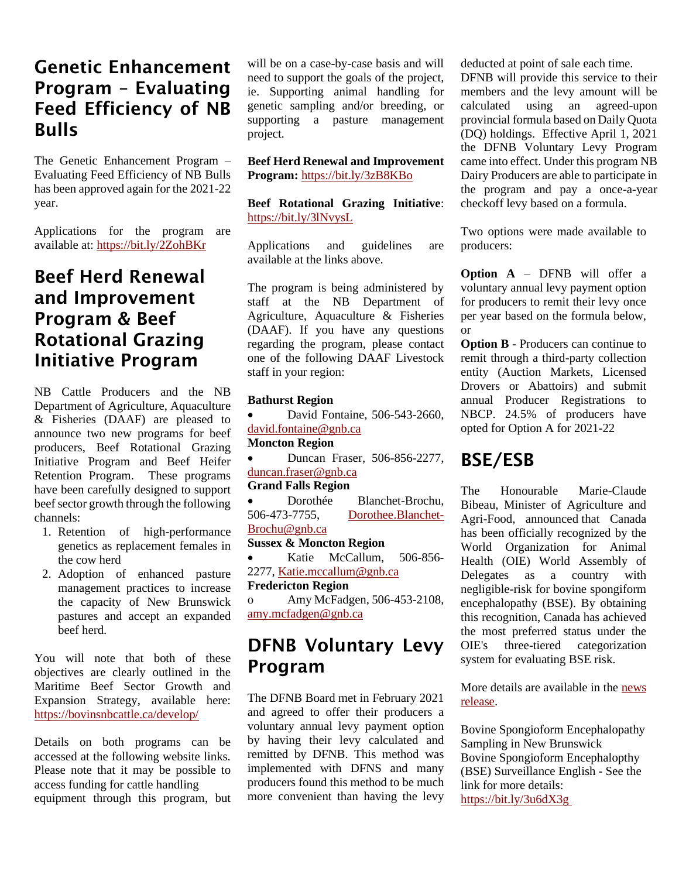## Genetic Enhancement Program – Evaluating Feed Efficiency of NB Bulls

The Genetic Enhancement Program – Evaluating Feed Efficiency of NB Bulls has been approved again for the 2021-22 year.

Applications for the program are available at: https://bit.ly/2ZohBKr

## Beef Herd Renewal and Improvement Program & Beef Rotational Grazing Initiative Program

NB Cattle Producers and the NB Department of Agriculture, Aquaculture & Fisheries (DAAF) are pleased to announce two new programs for beef producers, Beef Rotational Grazing Initiative Program and Beef Heifer Retention Program. These programs have been carefully designed to support beef sector growth through the following channels:

1. Retention of high-performance genetics as replacement females in the cow herd
2. Adoption of enhanced pasture management practices to increase the capacity of New Brunswick pastures and accept an expanded beef herd.

You will note that both of these objectives are clearly outlined in the Maritime Beef Sector Growth and Expansion Strategy, available here: https://bovinsnbcattle.ca/develop/

Details on both programs can be accessed at the following website links. Please note that it may be possible to access funding for cattle handling equipment through this program, but will be on a case-by-case basis and will need to support the goals of the project, ie. Supporting animal handling for genetic sampling and/or breeding, or supporting a pasture management project.

**Beef Herd Renewal and Improvement Program:** https://bit.ly/3zB8KBo

**Beef Rotational Grazing Initiative**: https://bit.ly/3lNvysL

Applications and guidelines are available at the links above.

The program is being administered by staff at the NB Department of Agriculture, Aquaculture & Fisheries (DAAF). If you have any questions regarding the program, please contact one of the following DAAF Livestock staff in your region:

**Bathurst Region**
- David Fontaine, 506-543-2660, david.fontaine@gnb.ca

**Moncton Region**
- Duncan Fraser, 506-856-2277, duncan.fraser@gnb.ca

**Grand Falls Region**
- Dorothée Blanchet-Brochu, 506-473-7755, Dorothee.Blanchet-Brochu@gnb.ca

**Sussex & Moncton Region**
- Katie McCallum, 506-856-2277, Katie.mccallum@gnb.ca

**Fredericton Region**
- Amy McFadgen, 506-453-2108, amy.mcfadgen@gnb.ca

## DFNB Voluntary Levy Program

The DFNB Board met in February 2021 and agreed to offer their producers a voluntary annual levy payment option by having their levy calculated and remitted by DFNB. This method was implemented with DFNS and many producers found this method to be much more convenient than having the levy deducted at point of sale each time. DFNB will provide this service to their members and the levy amount will be calculated using an agreed-upon provincial formula based on Daily Quota (DQ) holdings. Effective April 1, 2021 the DFNB Voluntary Levy Program came into effect. Under this program NB Dairy Producers are able to participate in the program and pay a once-a-year checkoff levy based on a formula.

Two options were made available to producers:

**Option A** – DFNB will offer a voluntary annual levy payment option for producers to remit their levy once per year based on the formula below, or

**Option B** - Producers can continue to remit through a third-party collection entity (Auction Markets, Licensed Drovers or Abattoirs) and submit annual Producer Registrations to NBCP. 24.5% of producers have opted for Option A for 2021-22

## BSE/ESB

The Honourable Marie-Claude Bibeau, Minister of Agriculture and Agri-Food, announced that Canada has been officially recognized by the World Organization for Animal Health (OIE) World Assembly of Delegates as a country with negligible-risk for bovine spongiform encephalopathy (BSE). By obtaining this recognition, Canada has achieved the most preferred status under the OIE's three-tiered categorization system for evaluating BSE risk.

More details are available in the news release.

Bovine Spongioform Encephalopathy Sampling in New Brunswick
Bovine Spongioform Encephalopthy (BSE) Surveillance English - See the link for more details: https://bit.ly/3u6dX3g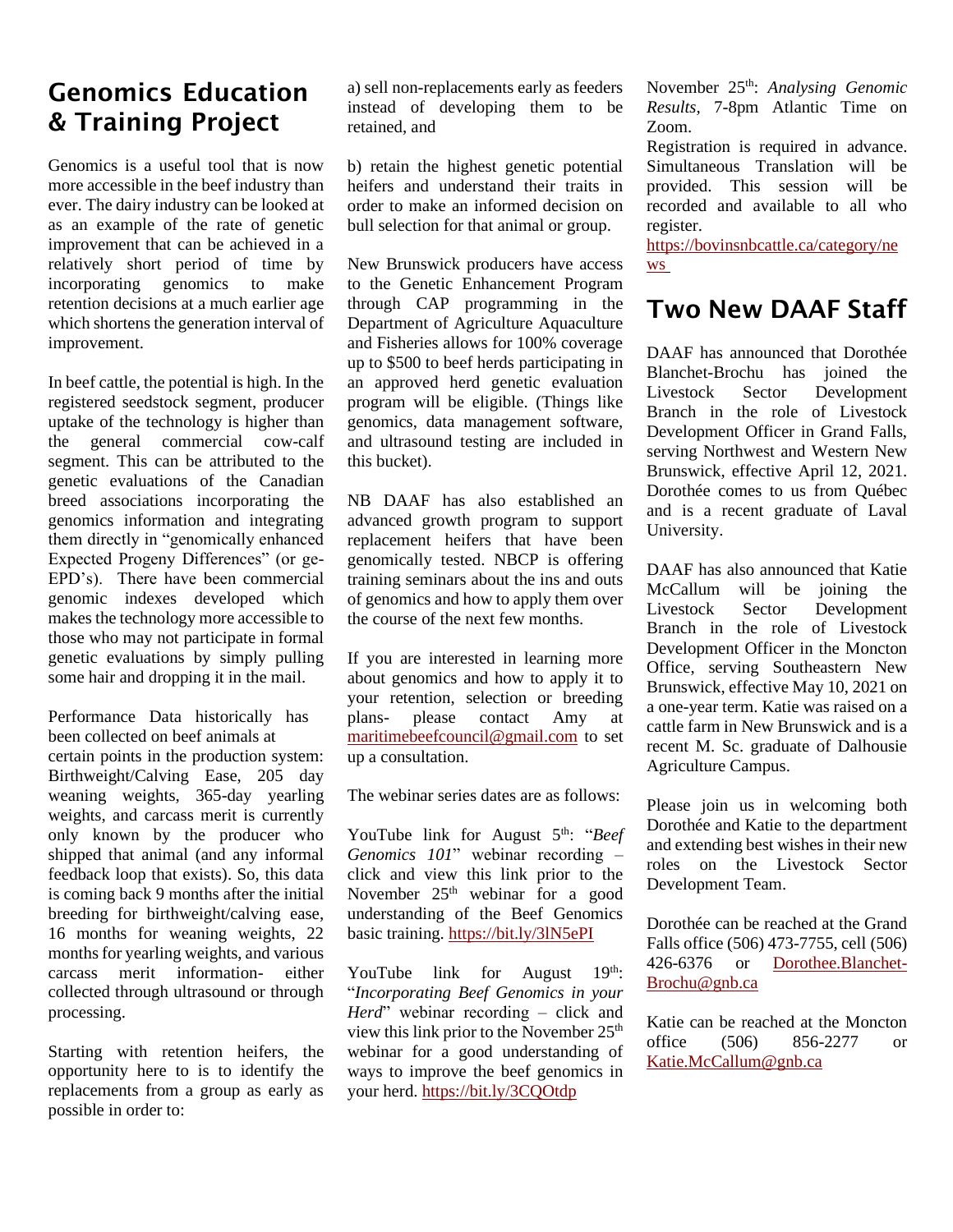# Genomics Education & Training Project

Genomics is a useful tool that is now more accessible in the beef industry than ever. The dairy industry can be looked at as an example of the rate of genetic improvement that can be achieved in a relatively short period of time by incorporating genomics to make retention decisions at a much earlier age which shortens the generation interval of improvement.

In beef cattle, the potential is high. In the registered seedstock segment, producer uptake of the technology is higher than the general commercial cow-calf segment. This can be attributed to the genetic evaluations of the Canadian breed associations incorporating the genomics information and integrating them directly in "genomically enhanced Expected Progeny Differences" (or ge-EPD's). There have been commercial genomic indexes developed which makes the technology more accessible to those who may not participate in formal genetic evaluations by simply pulling some hair and dropping it in the mail.

Performance Data historically has been collected on beef animals at certain points in the production system: Birthweight/Calving Ease, 205 day weaning weights, 365-day yearling weights, and carcass merit is currently only known by the producer who shipped that animal (and any informal feedback loop that exists). So, this data is coming back 9 months after the initial breeding for birthweight/calving ease, 16 months for weaning weights, 22 months for yearling weights, and various carcass merit information- either collected through ultrasound or through processing.

Starting with retention heifers, the opportunity here to is to identify the replacements from a group as early as possible in order to:

a) sell non-replacements early as feeders instead of developing them to be retained, and

b) retain the highest genetic potential heifers and understand their traits in order to make an informed decision on bull selection for that animal or group.

New Brunswick producers have access to the Genetic Enhancement Program through CAP programming in the Department of Agriculture Aquaculture and Fisheries allows for 100% coverage up to $500 to beef herds participating in an approved herd genetic evaluation program will be eligible. (Things like genomics, data management software, and ultrasound testing are included in this bucket).

NB DAAF has also established an advanced growth program to support replacement heifers that have been genomically tested. NBCP is offering training seminars about the ins and outs of genomics and how to apply them over the course of the next few months.

If you are interested in learning more about genomics and how to apply it to your retention, selection or breeding plans- please contact Amy at maritimebeefcouncil@gmail.com to set up a consultation.

The webinar series dates are as follows:

YouTube link for August 5th: "*Beef Genomics 101*" webinar recording – click and view this link prior to the November 25th webinar for a good understanding of the Beef Genomics basic training. https://bit.ly/3lN5ePI

YouTube link for August 19th: "*Incorporating Beef Genomics in your Herd*" webinar recording – click and view this link prior to the November 25th webinar for a good understanding of ways to improve the beef genomics in your herd. https://bit.ly/3CQOtdp

November 25th: *Analysing Genomic Results*, 7-8pm Atlantic Time on Zoom.

Registration is required in advance. Simultaneous Translation will be provided. This session will be recorded and available to all who register.

https://bovinsnbcattle.ca/category/news

# Two New DAAF Staff

DAAF has announced that Dorothée Blanchet-Brochu has joined the Livestock Sector Development Branch in the role of Livestock Development Officer in Grand Falls, serving Northwest and Western New Brunswick, effective April 12, 2021. Dorothée comes to us from Québec and is a recent graduate of Laval University.

DAAF has also announced that Katie McCallum will be joining the Livestock Sector Development Branch in the role of Livestock Development Officer in the Moncton Office, serving Southeastern New Brunswick, effective May 10, 2021 on a one-year term. Katie was raised on a cattle farm in New Brunswick and is a recent M. Sc. graduate of Dalhousie Agriculture Campus.

Please join us in welcoming both Dorothée and Katie to the department and extending best wishes in their new roles on the Livestock Sector Development Team.

Dorothée can be reached at the Grand Falls office (506) 473-7755, cell (506) 426-6376 or Dorothee.Blanchet-Brochu@gnb.ca

Katie can be reached at the Moncton office (506) 856-2277 or Katie.McCallum@gnb.ca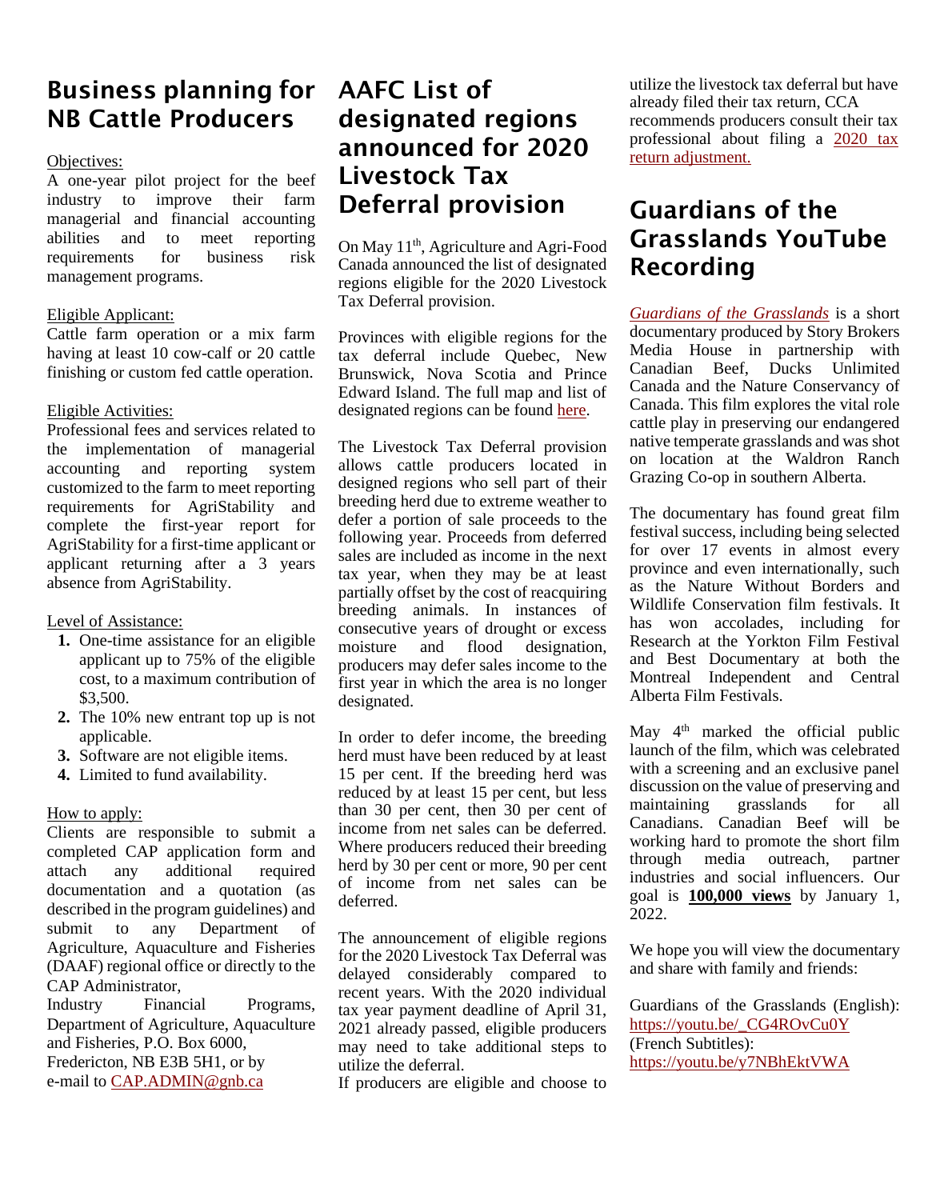# Business planning for NB Cattle Producers

Objectives:
A one-year pilot project for the beef industry to improve their farm managerial and financial accounting abilities and to meet reporting requirements for business risk management programs.

Eligible Applicant:
Cattle farm operation or a mix farm having at least 10 cow-calf or 20 cattle finishing or custom fed cattle operation.

Eligible Activities:
Professional fees and services related to the implementation of managerial accounting and reporting system customized to the farm to meet reporting requirements for AgriStability and complete the first-year report for AgriStability for a first-time applicant or applicant returning after a 3 years absence from AgriStability.

Level of Assistance:

1. One-time assistance for an eligible applicant up to 75% of the eligible cost, to a maximum contribution of $3,500.
2. The 10% new entrant top up is not applicable.
3. Software are not eligible items.
4. Limited to fund availability.

How to apply:
Clients are responsible to submit a completed CAP application form and attach any additional required documentation and a quotation (as described in the program guidelines) and submit to any Department of Agriculture, Aquaculture and Fisheries (DAAF) regional office or directly to the CAP Administrator,
Industry Financial Programs, Department of Agriculture, Aquaculture and Fisheries, P.O. Box 6000,
Fredericton, NB E3B 5H1, or by
e-mail to CAP.ADMIN@gnb.ca

# AAFC List of designated regions announced for 2020 Livestock Tax Deferral provision

On May 11th, Agriculture and Agri-Food Canada announced the list of designated regions eligible for the 2020 Livestock Tax Deferral provision.

Provinces with eligible regions for the tax deferral include Quebec, New Brunswick, Nova Scotia and Prince Edward Island. The full map and list of designated regions can be found here.

The Livestock Tax Deferral provision allows cattle producers located in designed regions who sell part of their breeding herd due to extreme weather to defer a portion of sale proceeds to the following year. Proceeds from deferred sales are included as income in the next tax year, when they may be at least partially offset by the cost of reacquiring breeding animals. In instances of consecutive years of drought or excess moisture and flood designation, producers may defer sales income to the first year in which the area is no longer designated.

In order to defer income, the breeding herd must have been reduced by at least 15 per cent. If the breeding herd was reduced by at least 15 per cent, but less than 30 per cent, then 30 per cent of income from net sales can be deferred. Where producers reduced their breeding herd by 30 per cent or more, 90 per cent of income from net sales can be deferred.

The announcement of eligible regions for the 2020 Livestock Tax Deferral was delayed considerably compared to recent years. With the 2020 individual tax year payment deadline of April 31, 2021 already passed, eligible producers may need to take additional steps to utilize the deferral.
If producers are eligible and choose to utilize the livestock tax deferral but have already filed their tax return, CCA recommends producers consult their tax professional about filing a 2020 tax return adjustment.

# Guardians of the Grasslands YouTube Recording

*Guardians of the Grasslands* is a short documentary produced by Story Brokers Media House in partnership with Canadian Beef, Ducks Unlimited Canada and the Nature Conservancy of Canada. This film explores the vital role cattle play in preserving our endangered native temperate grasslands and was shot on location at the Waldron Ranch Grazing Co-op in southern Alberta.

The documentary has found great film festival success, including being selected for over 17 events in almost every province and even internationally, such as the Nature Without Borders and Wildlife Conservation film festivals. It has won accolades, including for Research at the Yorkton Film Festival and Best Documentary at both the Montreal Independent and Central Alberta Film Festivals.

May 4th marked the official public launch of the film, which was celebrated with a screening and an exclusive panel discussion on the value of preserving and maintaining grasslands for all Canadians. Canadian Beef will be working hard to promote the short film through media outreach, partner industries and social influencers. Our goal is **100,000 views** by January 1, 2022.

We hope you will view the documentary and share with family and friends:

Guardians of the Grasslands (English): https://youtu.be/_CG4ROvCu0Y
(French Subtitles):
https://youtu.be/y7NBhEktVWA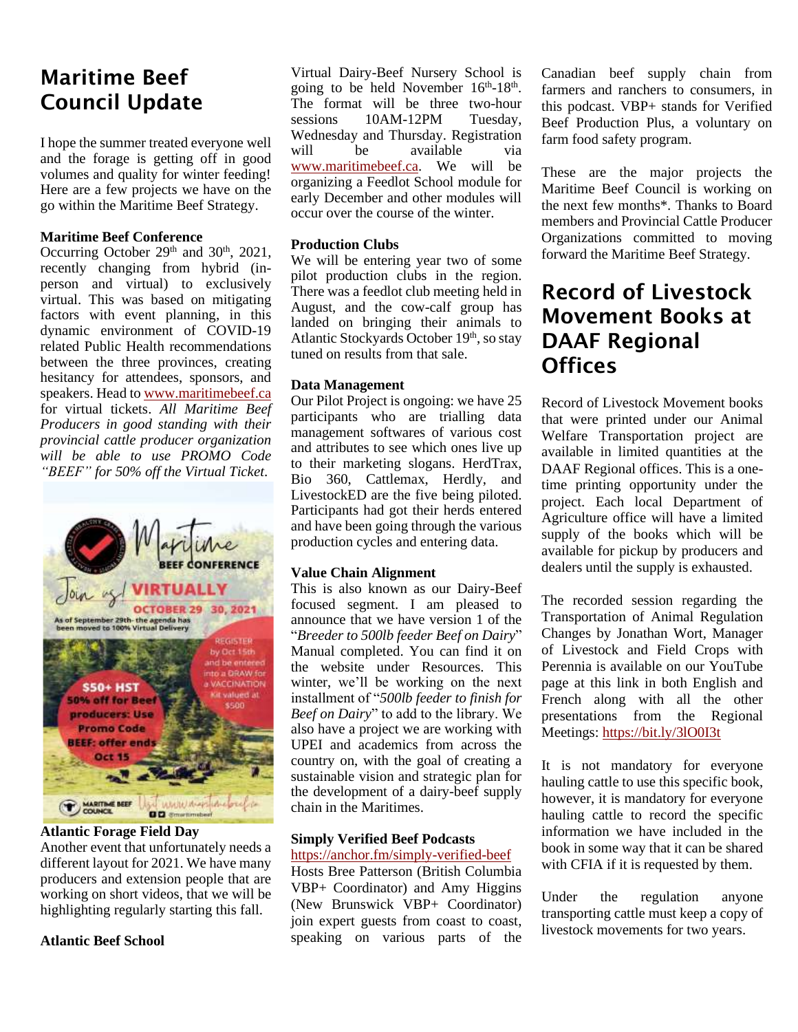# Maritime Beef Council Update

I hope the summer treated everyone well and the forage is getting off in good volumes and quality for winter feeding! Here are a few projects we have on the go within the Maritime Beef Strategy.

**Maritime Beef Conference**
Occurring October 29th and 30th, 2021, recently changing from hybrid (in-person and virtual) to exclusively virtual. This was based on mitigating factors with event planning, in this dynamic environment of COVID-19 related Public Health recommendations between the three provinces, creating hesitancy for attendees, sponsors, and speakers. Head to www.maritimebeef.ca for virtual tickets. *All Maritime Beef Producers in good standing with their provincial cattle producer organization will be able to use PROMO Code "BEEF" for 50% off the Virtual Ticket*.

**Atlantic Forage Field Day**
Another event that unfortunately needs a different layout for 2021. We have many producers and extension people that are working on short videos, that we will be highlighting regularly starting this fall.

**Atlantic Beef School**
Virtual Dairy-Beef Nursery School is going to be held November 16th-18th. The format will be three two-hour sessions 10AM-12PM Tuesday, Wednesday and Thursday. Registration will be available via www.maritimebeef.ca. We will be organizing a Feedlot School module for early December and other modules will occur over the course of the winter.

**Production Clubs**
We will be entering year two of some pilot production clubs in the region. There was a feedlot club meeting held in August, and the cow-calf group has landed on bringing their animals to Atlantic Stockyards October 19th, so stay tuned on results from that sale.

**Data Management**
Our Pilot Project is ongoing: we have 25 participants who are trialling data management softwares of various cost and attributes to see which ones live up to their marketing slogans. HerdTrax, Bio 360, Cattlemax, Herdly, and LivestockED are the five being piloted. Participants had got their herds entered and have been going through the various production cycles and entering data.

**Value Chain Alignment**
This is also known as our Dairy-Beef focused segment. I am pleased to announce that we have version 1 of the "*Breeder to 500lb feeder Beef on Dairy*" Manual completed. You can find it on the website under Resources. This winter, we'll be working on the next installment of "*500lb feeder to finish for Beef on Dairy*" to add to the library. We also have a project we are working with UPEI and academics from across the country on, with the goal of creating a sustainable vision and strategic plan for the development of a dairy-beef supply chain in the Maritimes.

**Simply Verified Beef Podcasts**
https://anchor.fm/simply-verified-beef
Hosts Bree Patterson (British Columbia VBP+ Coordinator) and Amy Higgins (New Brunswick VBP+ Coordinator) join expert guests from coast to coast, speaking on various parts of the Canadian beef supply chain from farmers and ranchers to consumers, in this podcast. VBP+ stands for Verified Beef Production Plus, a voluntary on farm food safety program.

These are the major projects the Maritime Beef Council is working on the next few months*. Thanks to Board members and Provincial Cattle Producer Organizations committed to moving forward the Maritime Beef Strategy.

# Record of Livestock Movement Books at DAAF Regional Offices

Record of Livestock Movement books that were printed under our Animal Welfare Transportation project are available in limited quantities at the DAAF Regional offices. This is a one-time printing opportunity under the project. Each local Department of Agriculture office will have a limited supply of the books which will be available for pickup by producers and dealers until the supply is exhausted.

The recorded session regarding the Transportation of Animal Regulation Changes by Jonathan Wort, Manager of Livestock and Field Crops with Perennia is available on our YouTube page at this link in both English and French along with all the other presentations from the Regional Meetings: https://bit.ly/3lO0I3t

It is not mandatory for everyone hauling cattle to use this specific book, however, it is mandatory for everyone hauling cattle to record the specific information we have included in the book in some way that it can be shared with CFIA if it is requested by them.

Under the regulation anyone transporting cattle must keep a copy of livestock movements for two years.